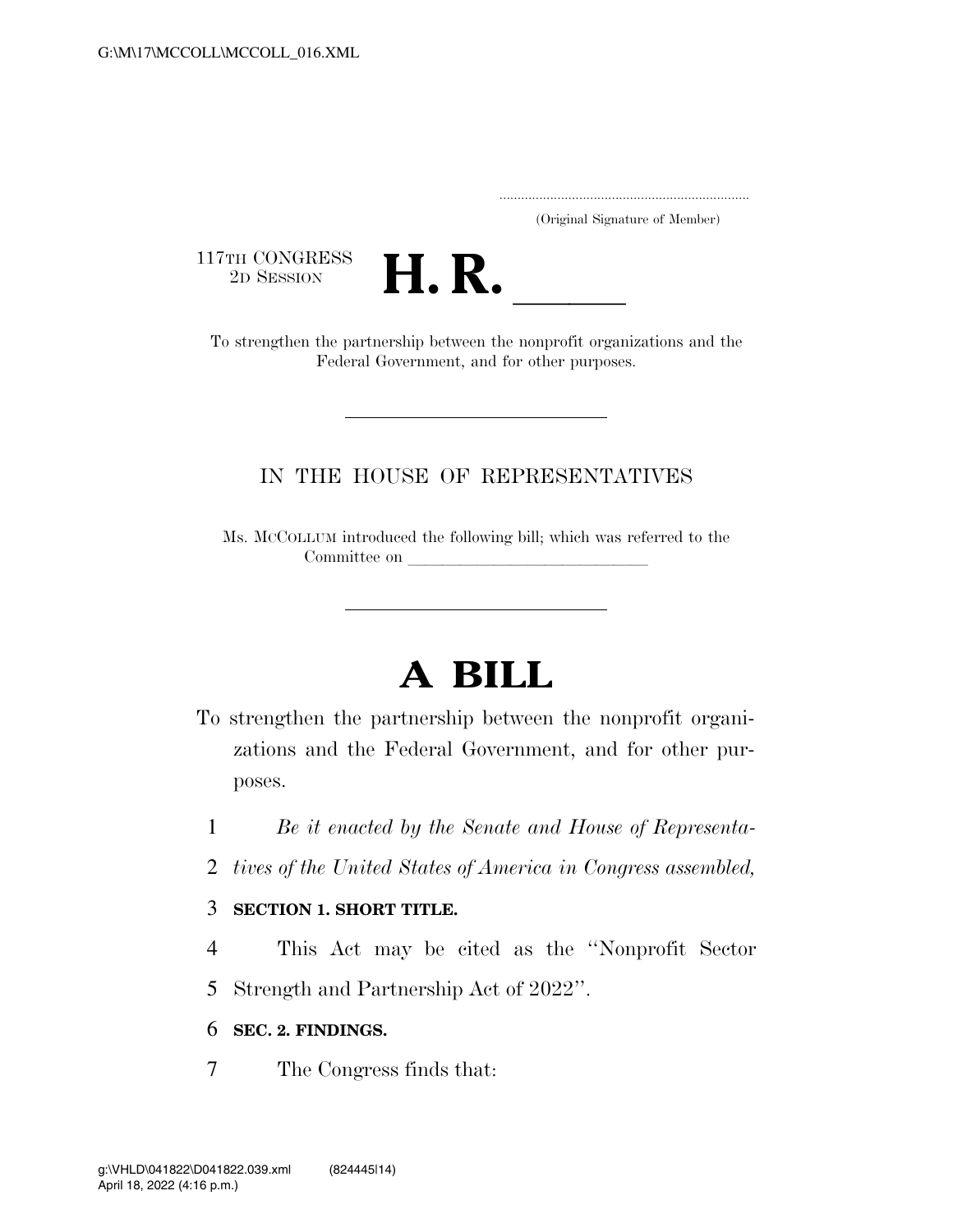(Original Signature of Member)

117TH CONGRESS
2D SESSION

# H. R. \_\_\_\_\_

To strengthen the partnership between the nonprofit organizations and the Federal Government, and for other purposes.

---

IN THE HOUSE OF REPRESENTATIVES

Ms. MCCOLLUM introduced the following bill; which was referred to the Committee on \_\_\_\_\_\_\_\_\_\_\_\_\_\_\_\_\_\_\_\_\_\_\_\_\_\_\_\_\_\_

---

# A BILL

To strengthen the partnership between the nonprofit organizations and the Federal Government, and for other purposes.

1 *Be it enacted by the Senate and House of Representa-*
2 *tives of the United States of America in Congress assembled,*

3 **SECTION 1. SHORT TITLE.**

4 This Act may be cited as the ''Nonprofit Sector
5 Strength and Partnership Act of 2022''.

6 **SEC. 2. FINDINGS.**

7 The Congress finds that: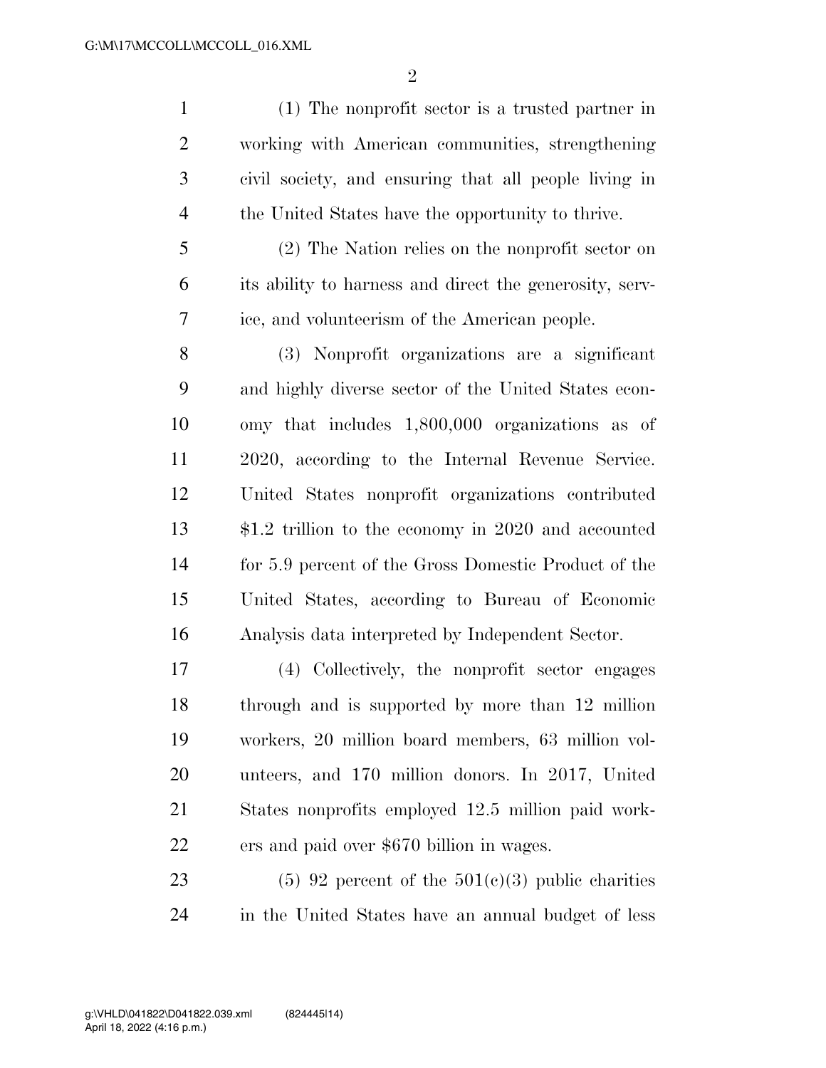(1) The nonprofit sector is a trusted partner in working with American communities, strengthening civil society, and ensuring that all people living in the United States have the opportunity to thrive.

(2) The Nation relies on the nonprofit sector on its ability to harness and direct the generosity, service, and volunteerism of the American people.

(3) Nonprofit organizations are a significant and highly diverse sector of the United States economy that includes 1,800,000 organizations as of 2020, according to the Internal Revenue Service. United States nonprofit organizations contributed $1.2 trillion to the economy in 2020 and accounted for 5.9 percent of the Gross Domestic Product of the United States, according to Bureau of Economic Analysis data interpreted by Independent Sector.

(4) Collectively, the nonprofit sector engages through and is supported by more than 12 million workers, 20 million board members, 63 million volunteers, and 170 million donors. In 2017, United States nonprofits employed 12.5 million paid workers and paid over $670 billion in wages.

(5) 92 percent of the 501(c)(3) public charities in the United States have an annual budget of less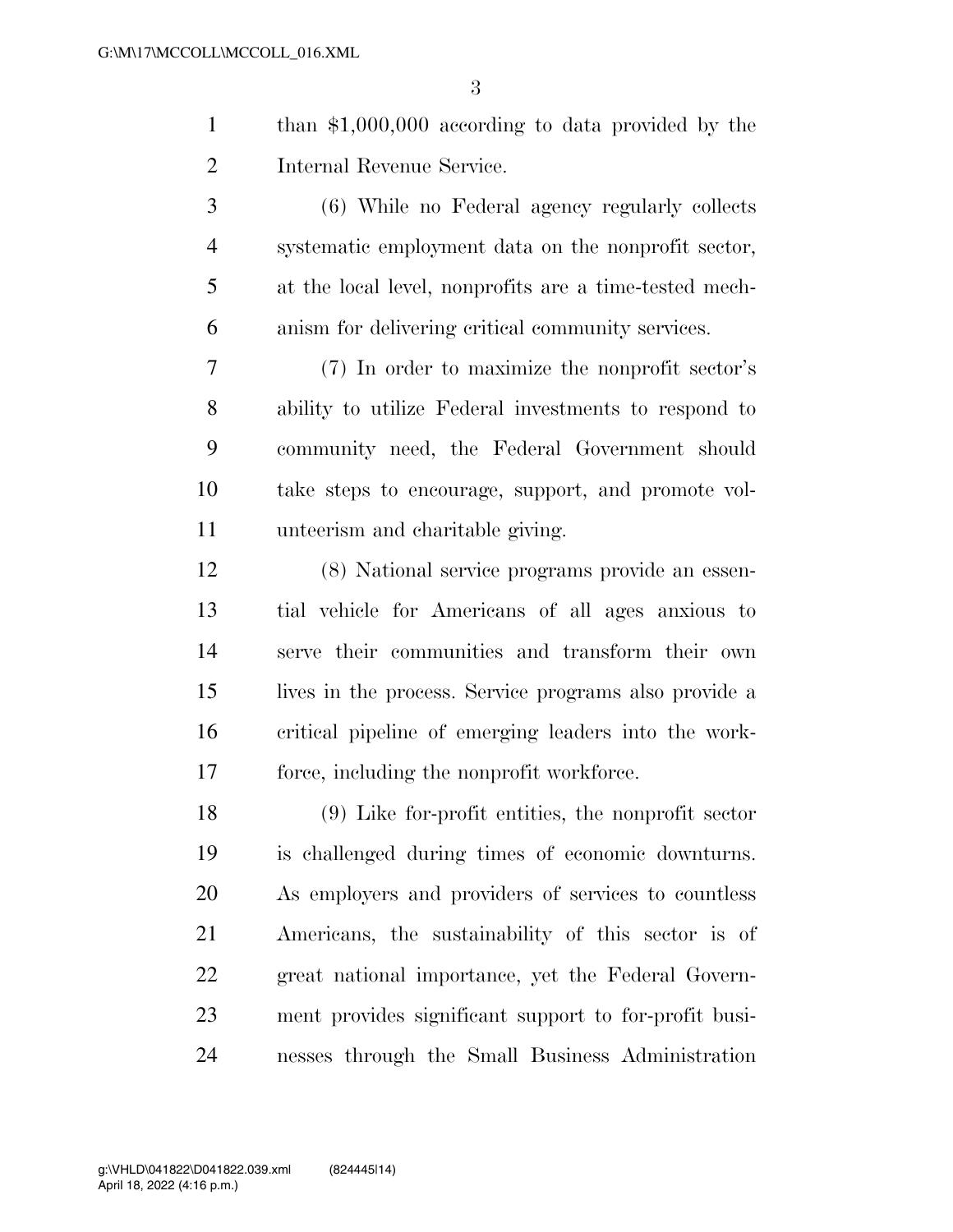than $1,000,000 according to data provided by the Internal Revenue Service.

(6) While no Federal agency regularly collects systematic employment data on the nonprofit sector, at the local level, nonprofits are a time-tested mechanism for delivering critical community services.

(7) In order to maximize the nonprofit sector's ability to utilize Federal investments to respond to community need, the Federal Government should take steps to encourage, support, and promote volunteerism and charitable giving.

(8) National service programs provide an essential vehicle for Americans of all ages anxious to serve their communities and transform their own lives in the process. Service programs also provide a critical pipeline of emerging leaders into the workforce, including the nonprofit workforce.

(9) Like for-profit entities, the nonprofit sector is challenged during times of economic downturns. As employers and providers of services to countless Americans, the sustainability of this sector is of great national importance, yet the Federal Government provides significant support to for-profit businesses through the Small Business Administration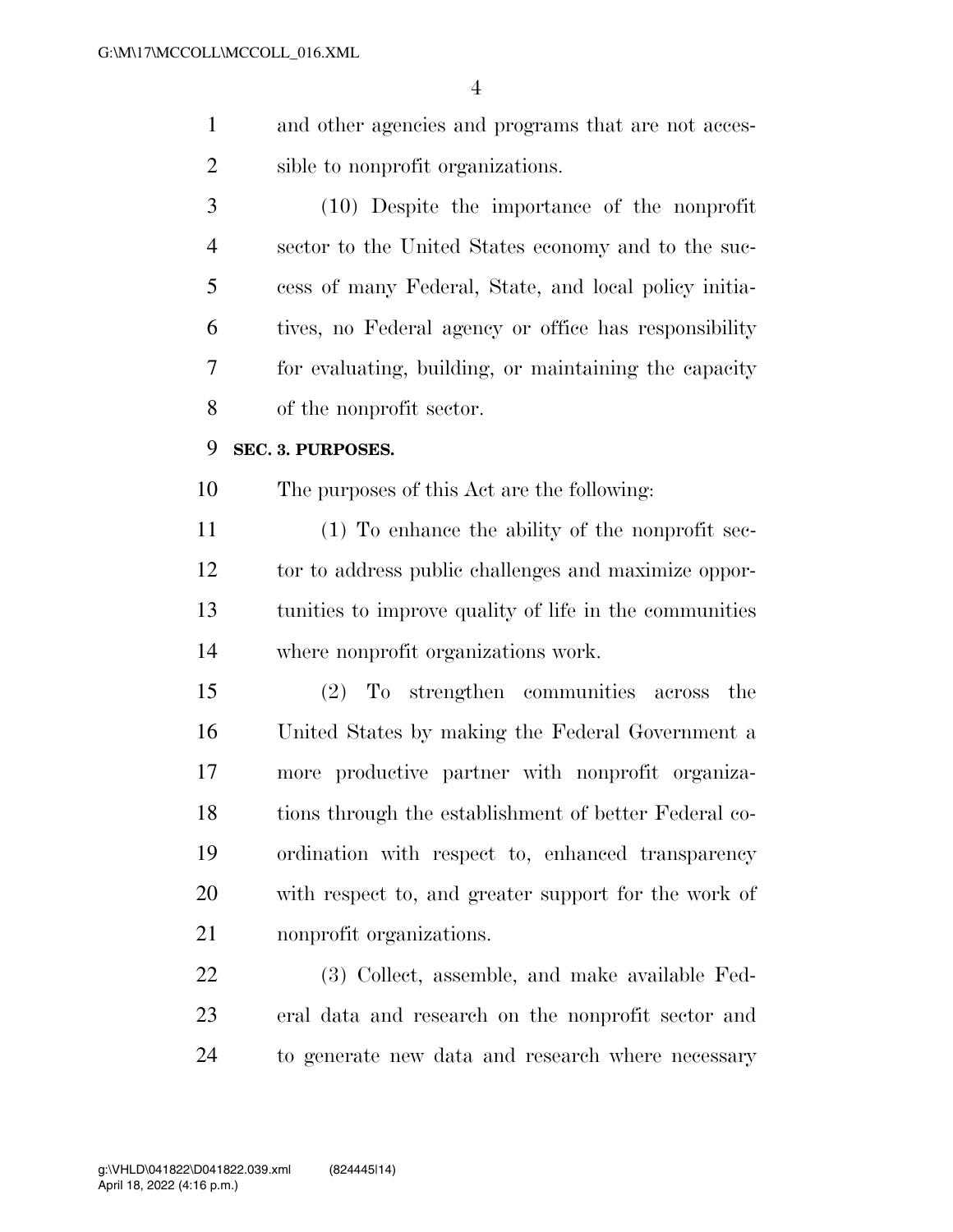and other agencies and programs that are not accessible to nonprofit organizations.

(10) Despite the importance of the nonprofit sector to the United States economy and to the success of many Federal, State, and local policy initiatives, no Federal agency or office has responsibility for evaluating, building, or maintaining the capacity of the nonprofit sector.

**SEC. 3. PURPOSES.**

The purposes of this Act are the following:

(1) To enhance the ability of the nonprofit sector to address public challenges and maximize opportunities to improve quality of life in the communities where nonprofit organizations work.

(2) To strengthen communities across the United States by making the Federal Government a more productive partner with nonprofit organizations through the establishment of better Federal coordination with respect to, enhanced transparency with respect to, and greater support for the work of nonprofit organizations.

(3) Collect, assemble, and make available Federal data and research on the nonprofit sector and to generate new data and research where necessary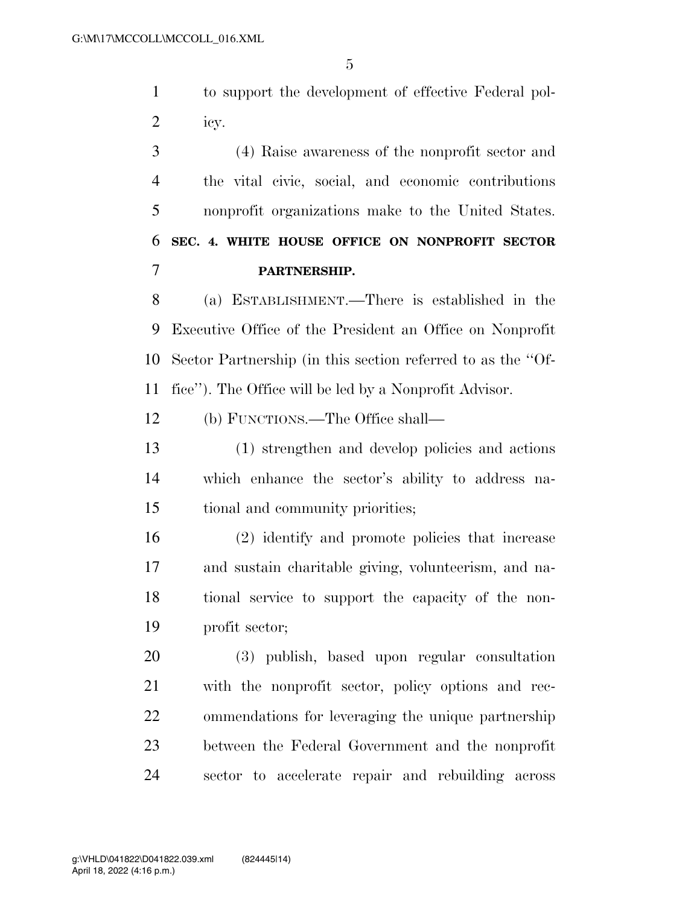to support the development of effective Federal policy.

(4) Raise awareness of the nonprofit sector and the vital civic, social, and economic contributions nonprofit organizations make to the United States.

**SEC. 4. WHITE HOUSE OFFICE ON NONPROFIT SECTOR PARTNERSHIP.**

(a) ESTABLISHMENT.—There is established in the Executive Office of the President an Office on Nonprofit Sector Partnership (in this section referred to as the ''Office''). The Office will be led by a Nonprofit Advisor.

(b) FUNCTIONS.—The Office shall—

(1) strengthen and develop policies and actions which enhance the sector's ability to address national and community priorities;

(2) identify and promote policies that increase and sustain charitable giving, volunteerism, and national service to support the capacity of the nonprofit sector;

(3) publish, based upon regular consultation with the nonprofit sector, policy options and recommendations for leveraging the unique partnership between the Federal Government and the nonprofit sector to accelerate repair and rebuilding across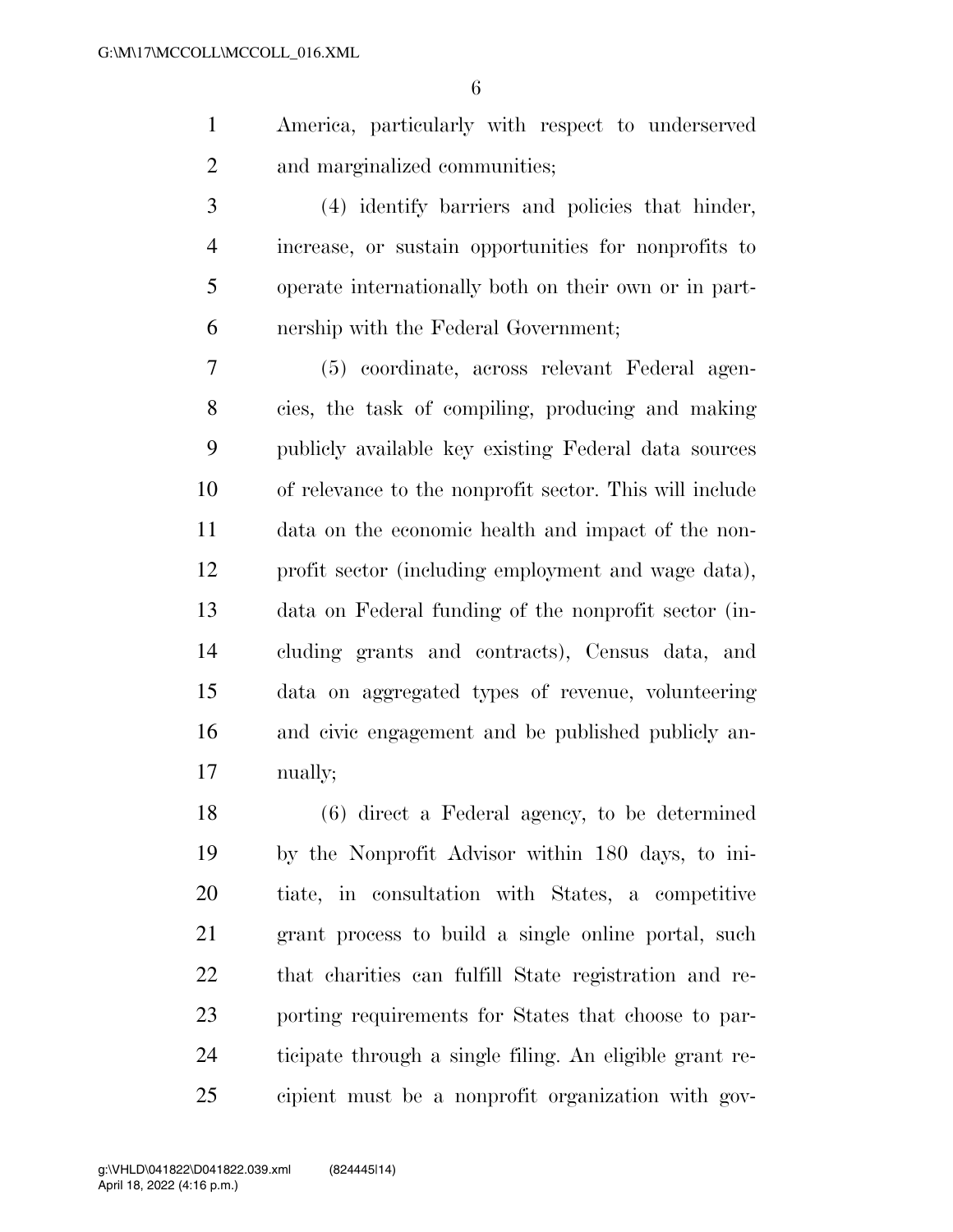America, particularly with respect to underserved and marginalized communities;

(4) identify barriers and policies that hinder, increase, or sustain opportunities for nonprofits to operate internationally both on their own or in partnership with the Federal Government;

(5) coordinate, across relevant Federal agencies, the task of compiling, producing and making publicly available key existing Federal data sources of relevance to the nonprofit sector. This will include data on the economic health and impact of the nonprofit sector (including employment and wage data), data on Federal funding of the nonprofit sector (including grants and contracts), Census data, and data on aggregated types of revenue, volunteering and civic engagement and be published publicly annually;

(6) direct a Federal agency, to be determined by the Nonprofit Advisor within 180 days, to initiate, in consultation with States, a competitive grant process to build a single online portal, such that charities can fulfill State registration and reporting requirements for States that choose to participate through a single filing. An eligible grant recipient must be a nonprofit organization with gov-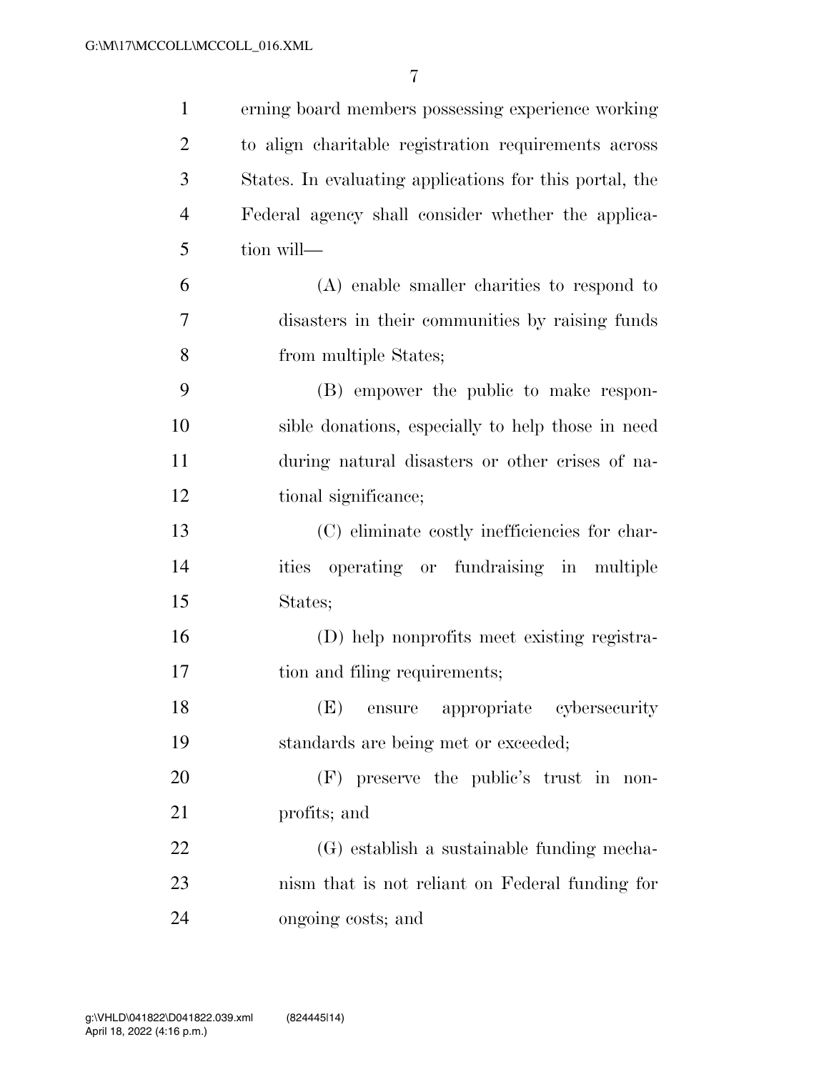erning board members possessing experience working to align charitable registration requirements across States. In evaluating applications for this portal, the Federal agency shall consider whether the application will—

(A) enable smaller charities to respond to disasters in their communities by raising funds from multiple States;

(B) empower the public to make responsible donations, especially to help those in need during natural disasters or other crises of national significance;

(C) eliminate costly inefficiencies for charities operating or fundraising in multiple States;

(D) help nonprofits meet existing registration and filing requirements;

(E) ensure appropriate cybersecurity standards are being met or exceeded;

(F) preserve the public's trust in nonprofits; and

(G) establish a sustainable funding mechanism that is not reliant on Federal funding for ongoing costs; and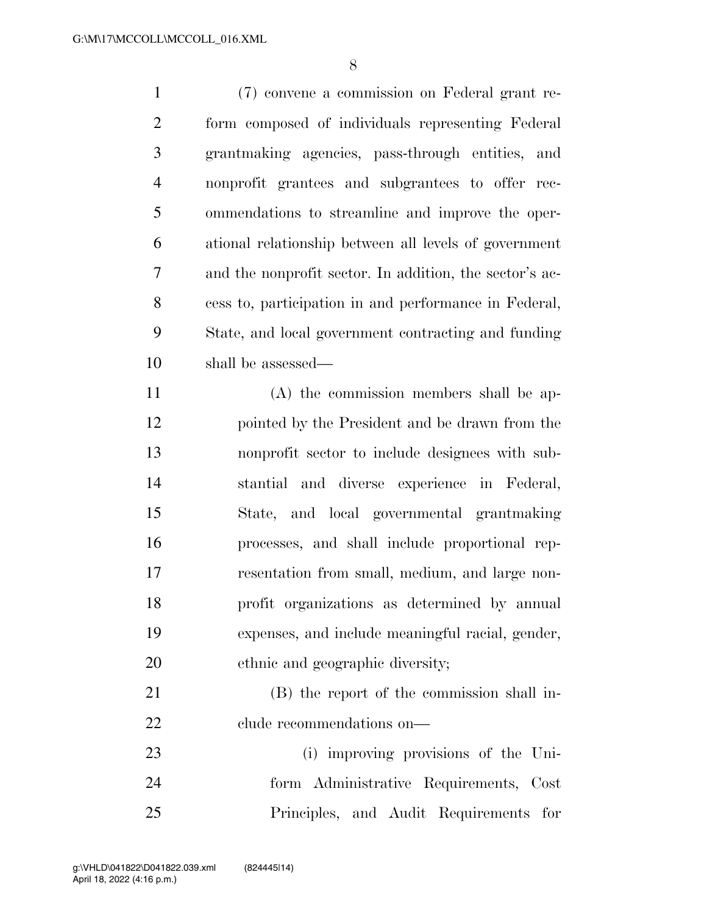(7) convene a commission on Federal grant reform composed of individuals representing Federal grantmaking agencies, pass-through entities, and nonprofit grantees and subgrantees to offer recommendations to streamline and improve the operational relationship between all levels of government and the nonprofit sector. In addition, the sector's access to, participation in and performance in Federal, State, and local government contracting and funding shall be assessed—

(A) the commission members shall be appointed by the President and be drawn from the nonprofit sector to include designees with substantial and diverse experience in Federal, State, and local governmental grantmaking processes, and shall include proportional representation from small, medium, and large nonprofit organizations as determined by annual expenses, and include meaningful racial, gender, ethnic and geographic diversity;

(B) the report of the commission shall include recommendations on—

(i) improving provisions of the Uniform Administrative Requirements, Cost Principles, and Audit Requirements for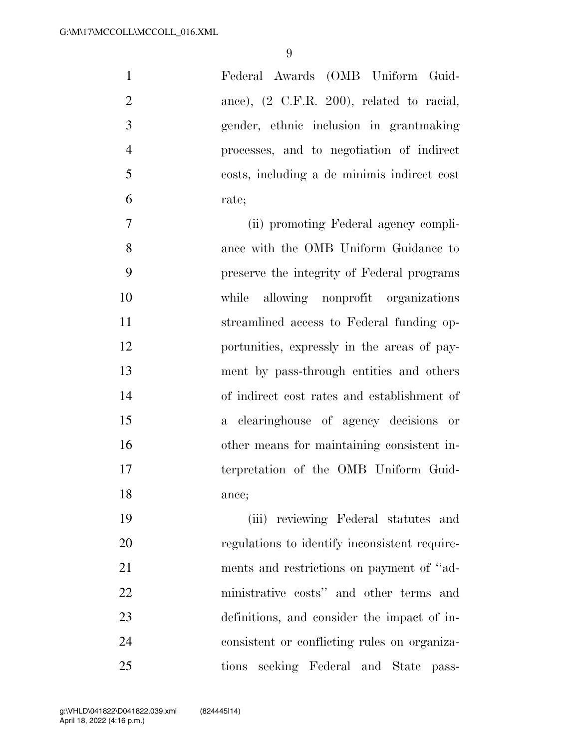Federal Awards (OMB Uniform Guidance), (2 C.F.R. 200), related to racial, gender, ethnic inclusion in grantmaking processes, and to negotiation of indirect costs, including a de minimis indirect cost rate;

(ii) promoting Federal agency compliance with the OMB Uniform Guidance to preserve the integrity of Federal programs while allowing nonprofit organizations streamlined access to Federal funding opportunities, expressly in the areas of payment by pass-through entities and others of indirect cost rates and establishment of a clearinghouse of agency decisions or other means for maintaining consistent interpretation of the OMB Uniform Guidance;

(iii) reviewing Federal statutes and regulations to identify inconsistent requirements and restrictions on payment of ''administrative costs'' and other terms and definitions, and consider the impact of inconsistent or conflicting rules on organizations seeking Federal and State pass-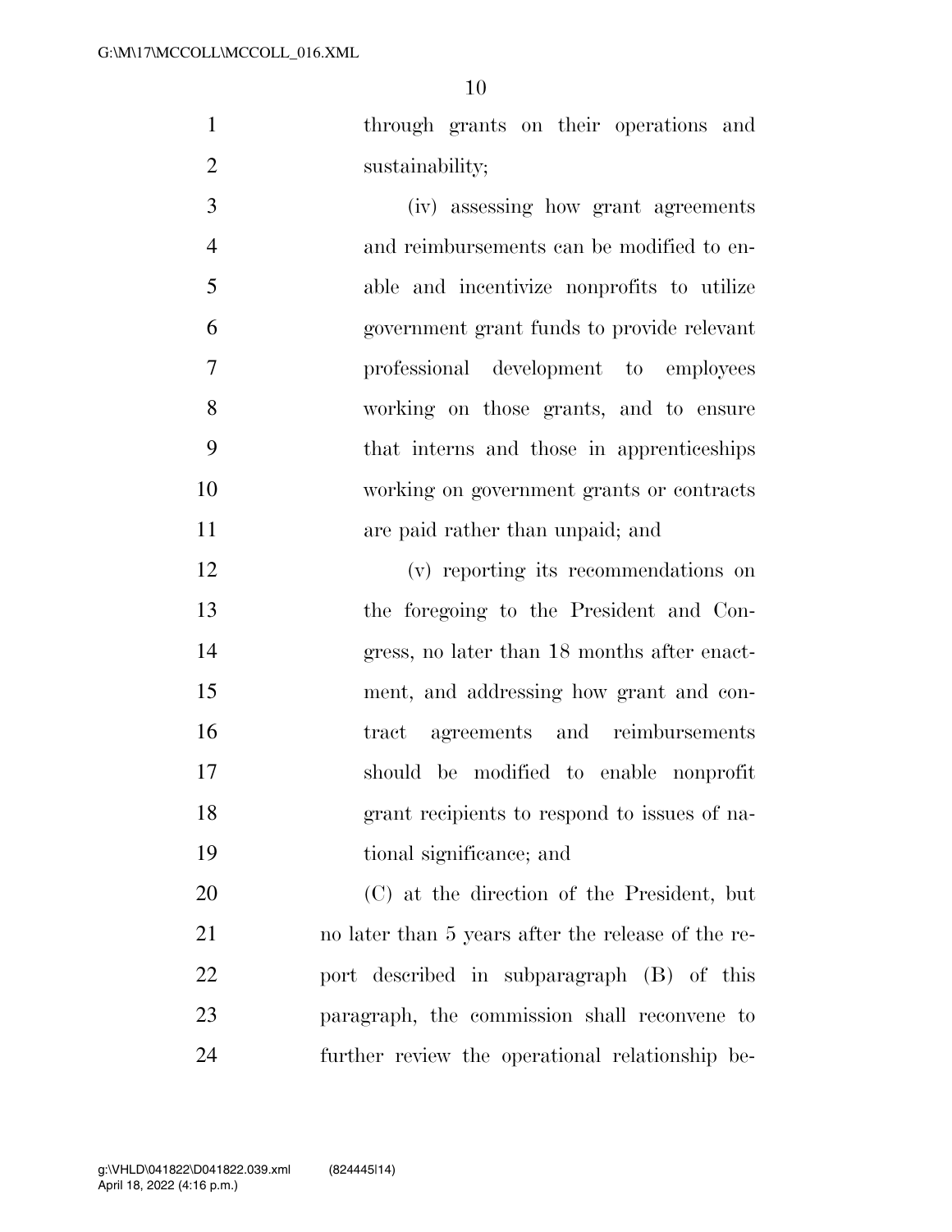through grants on their operations and sustainability;

(iv) assessing how grant agreements and reimbursements can be modified to enable and incentivize nonprofits to utilize government grant funds to provide relevant professional development to employees working on those grants, and to ensure that interns and those in apprenticeships working on government grants or contracts are paid rather than unpaid; and

(v) reporting its recommendations on the foregoing to the President and Congress, no later than 18 months after enactment, and addressing how grant and contract agreements and reimbursements should be modified to enable nonprofit grant recipients to respond to issues of national significance; and

(C) at the direction of the President, but no later than 5 years after the release of the report described in subparagraph (B) of this paragraph, the commission shall reconvene to further review the operational relationship be-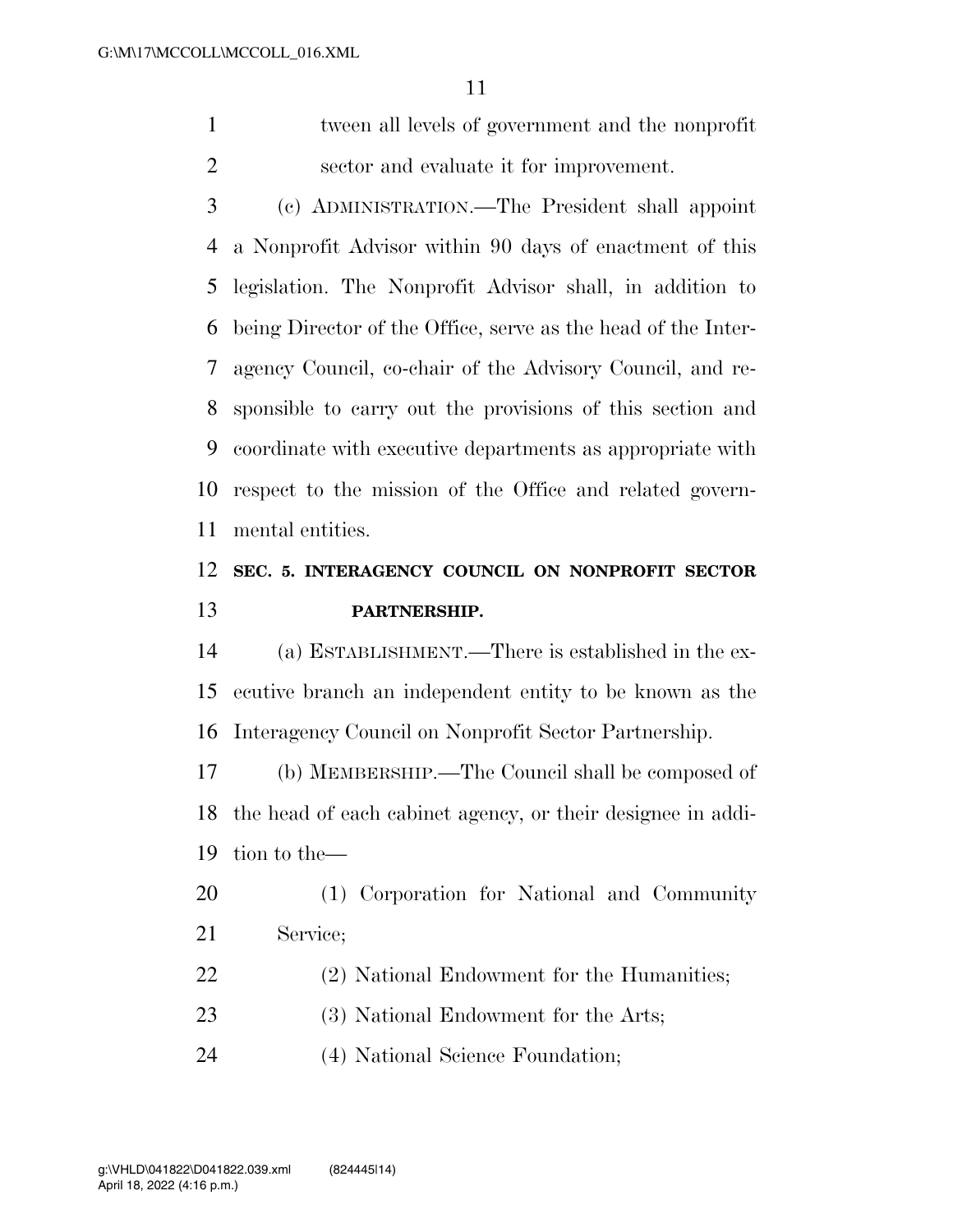tween all levels of government and the nonprofit sector and evaluate it for improvement.

(c) ADMINISTRATION.—The President shall appoint a Nonprofit Advisor within 90 days of enactment of this legislation. The Nonprofit Advisor shall, in addition to being Director of the Office, serve as the head of the Interagency Council, co-chair of the Advisory Council, and responsible to carry out the provisions of this section and coordinate with executive departments as appropriate with respect to the mission of the Office and related governmental entities.

## SEC. 5. INTERAGENCY COUNCIL ON NONPROFIT SECTOR PARTNERSHIP.

(a) ESTABLISHMENT.—There is established in the executive branch an independent entity to be known as the Interagency Council on Nonprofit Sector Partnership.

(b) MEMBERSHIP.—The Council shall be composed of the head of each cabinet agency, or their designee in addition to the—

(1) Corporation for National and Community Service;

(2) National Endowment for the Humanities;

(3) National Endowment for the Arts;

(4) National Science Foundation;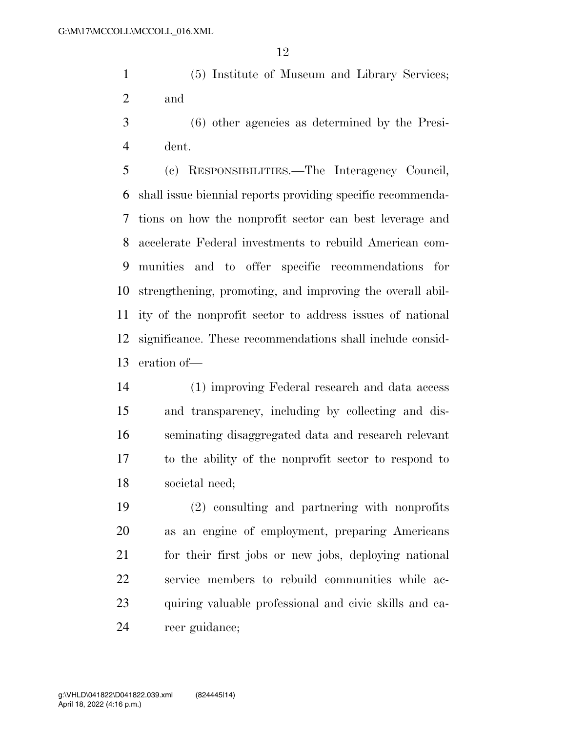(5) Institute of Museum and Library Services; and

(6) other agencies as determined by the President.

(c) RESPONSIBILITIES.—The Interagency Council, shall issue biennial reports providing specific recommendations on how the nonprofit sector can best leverage and accelerate Federal investments to rebuild American communities and to offer specific recommendations for strengthening, promoting, and improving the overall ability of the nonprofit sector to address issues of national significance. These recommendations shall include consideration of—

(1) improving Federal research and data access and transparency, including by collecting and disseminating disaggregated data and research relevant to the ability of the nonprofit sector to respond to societal need;

(2) consulting and partnering with nonprofits as an engine of employment, preparing Americans for their first jobs or new jobs, deploying national service members to rebuild communities while acquiring valuable professional and civic skills and career guidance;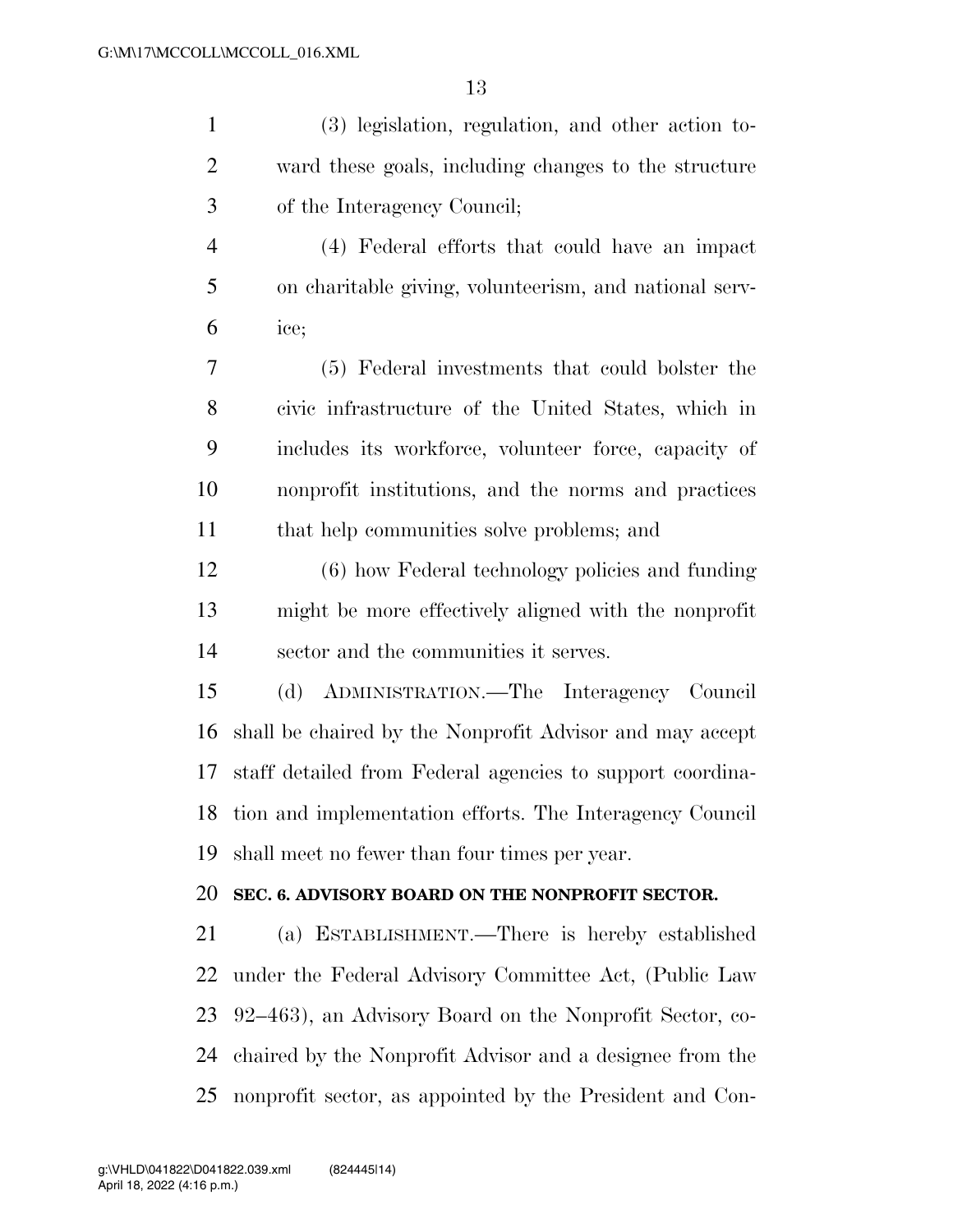(3) legislation, regulation, and other action toward these goals, including changes to the structure of the Interagency Council;

(4) Federal efforts that could have an impact on charitable giving, volunteerism, and national service;

(5) Federal investments that could bolster the civic infrastructure of the United States, which in includes its workforce, volunteer force, capacity of nonprofit institutions, and the norms and practices that help communities solve problems; and

(6) how Federal technology policies and funding might be more effectively aligned with the nonprofit sector and the communities it serves.

(d) ADMINISTRATION.—The Interagency Council shall be chaired by the Nonprofit Advisor and may accept staff detailed from Federal agencies to support coordination and implementation efforts. The Interagency Council shall meet no fewer than four times per year.

### SEC. 6. ADVISORY BOARD ON THE NONPROFIT SECTOR.

(a) ESTABLISHMENT.—There is hereby established under the Federal Advisory Committee Act, (Public Law 92–463), an Advisory Board on the Nonprofit Sector, co-chaired by the Nonprofit Advisor and a designee from the nonprofit sector, as appointed by the President and Con-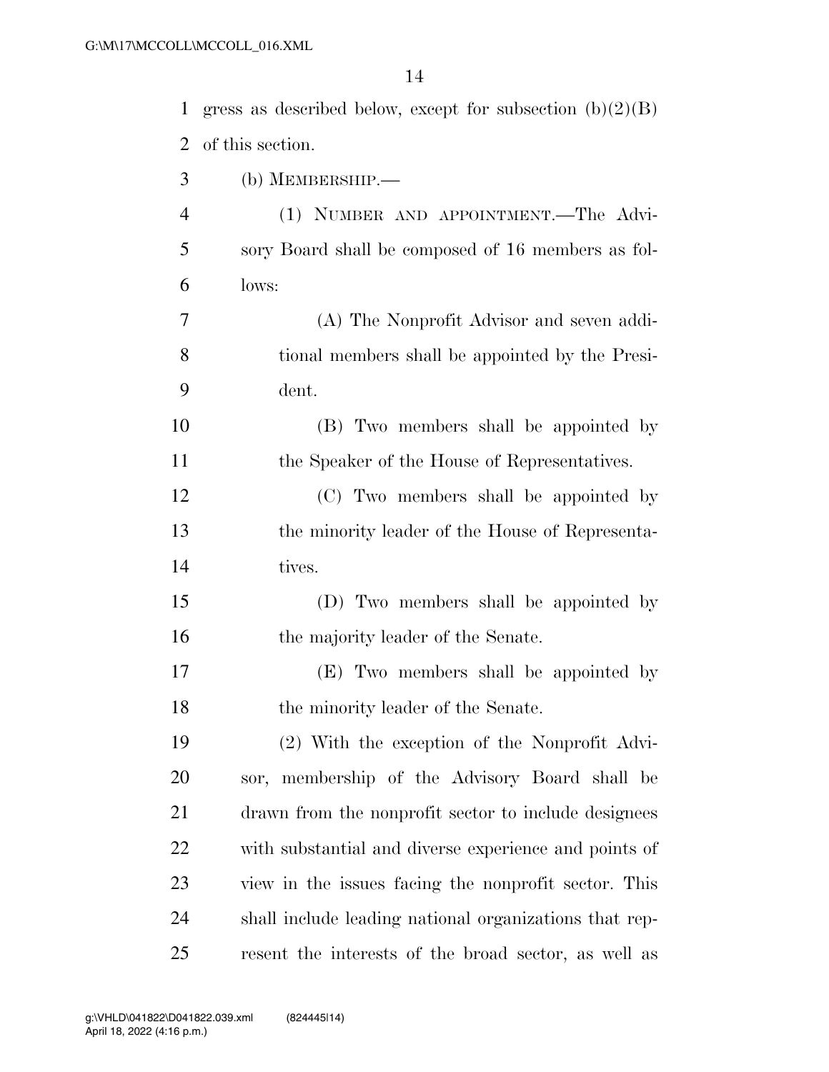gress as described below, except for subsection (b)(2)(B) of this section.

(b) MEMBERSHIP.—

(1) NUMBER AND APPOINTMENT.—The Advisory Board shall be composed of 16 members as follows:

(A) The Nonprofit Advisor and seven additional members shall be appointed by the President.

(B) Two members shall be appointed by the Speaker of the House of Representatives.

(C) Two members shall be appointed by the minority leader of the House of Representatives.

(D) Two members shall be appointed by the majority leader of the Senate.

(E) Two members shall be appointed by the minority leader of the Senate.

(2) With the exception of the Nonprofit Advisor, membership of the Advisory Board shall be drawn from the nonprofit sector to include designees with substantial and diverse experience and points of view in the issues facing the nonprofit sector. This shall include leading national organizations that represent the interests of the broad sector, as well as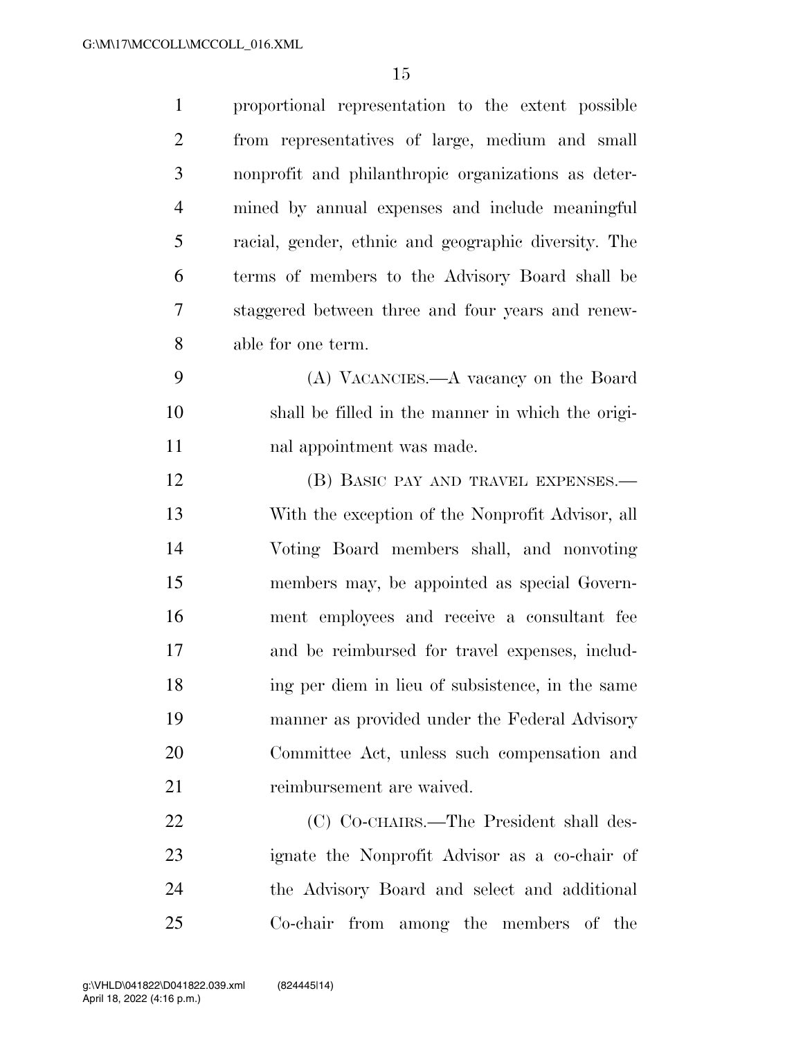proportional representation to the extent possible from representatives of large, medium and small nonprofit and philanthropic organizations as determined by annual expenses and include meaningful racial, gender, ethnic and geographic diversity. The terms of members to the Advisory Board shall be staggered between three and four years and renewable for one term.

(A) VACANCIES.—A vacancy on the Board shall be filled in the manner in which the original appointment was made.

(B) BASIC PAY AND TRAVEL EXPENSES.— With the exception of the Nonprofit Advisor, all Voting Board members shall, and nonvoting members may, be appointed as special Government employees and receive a consultant fee and be reimbursed for travel expenses, including per diem in lieu of subsistence, in the same manner as provided under the Federal Advisory Committee Act, unless such compensation and reimbursement are waived.

(C) CO-CHAIRS.—The President shall designate the Nonprofit Advisor as a co-chair of the Advisory Board and select and additional Co-chair from among the members of the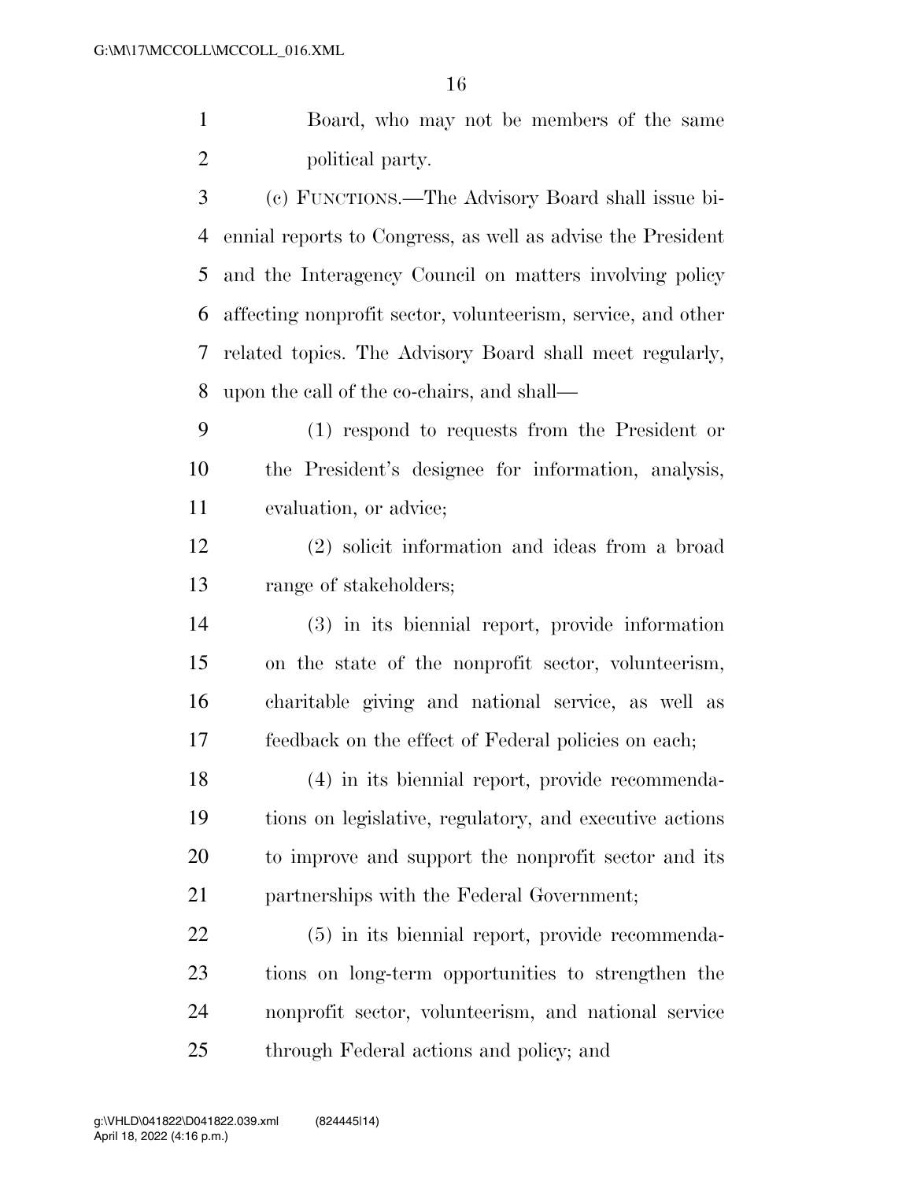Board, who may not be members of the same political party.

(c) FUNCTIONS.—The Advisory Board shall issue biennial reports to Congress, as well as advise the President and the Interagency Council on matters involving policy affecting nonprofit sector, volunteerism, service, and other related topics. The Advisory Board shall meet regularly, upon the call of the co-chairs, and shall—

(1) respond to requests from the President or the President's designee for information, analysis, evaluation, or advice;

(2) solicit information and ideas from a broad range of stakeholders;

(3) in its biennial report, provide information on the state of the nonprofit sector, volunteerism, charitable giving and national service, as well as feedback on the effect of Federal policies on each;

(4) in its biennial report, provide recommendations on legislative, regulatory, and executive actions to improve and support the nonprofit sector and its partnerships with the Federal Government;

(5) in its biennial report, provide recommendations on long-term opportunities to strengthen the nonprofit sector, volunteerism, and national service through Federal actions and policy; and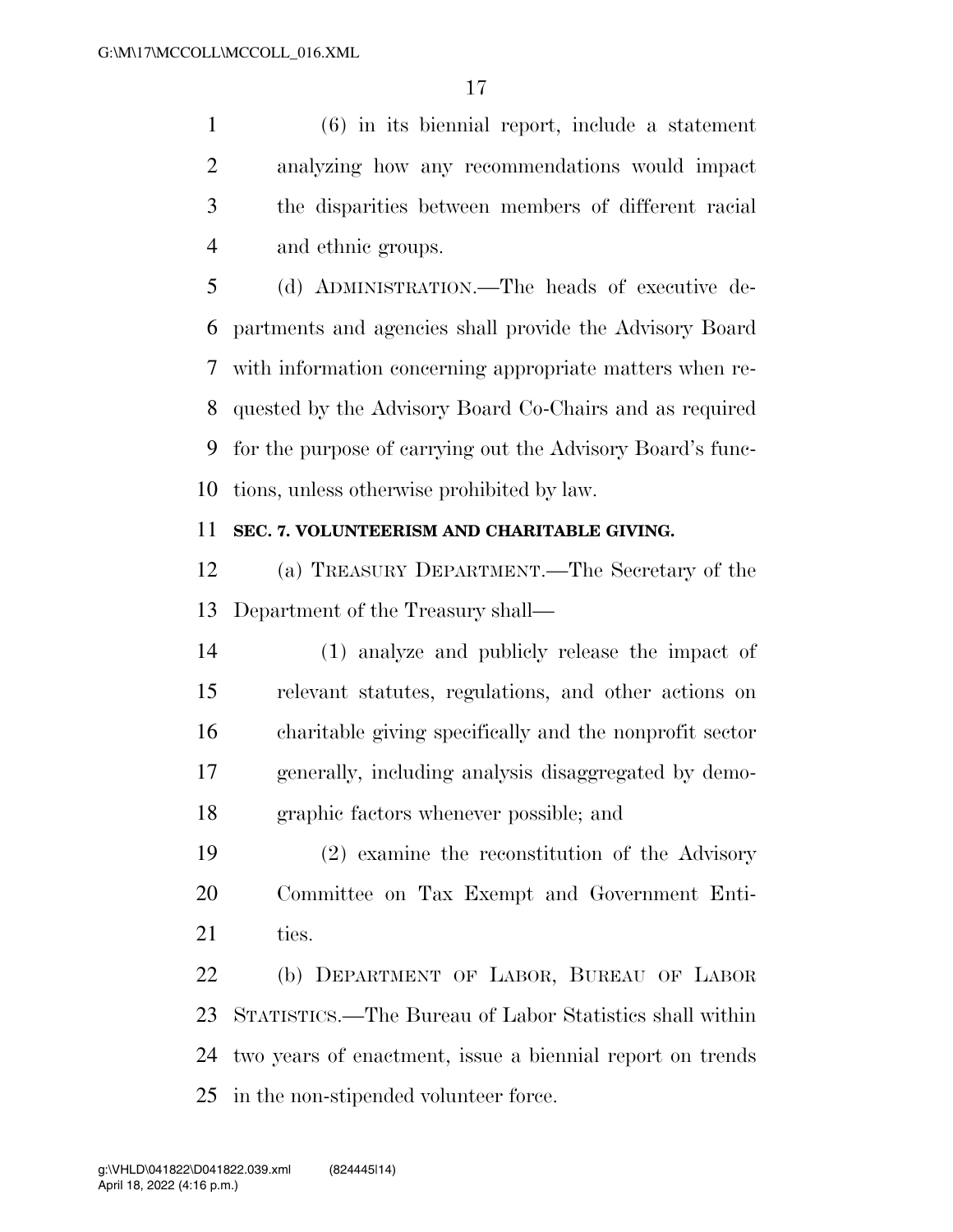(6) in its biennial report, include a statement analyzing how any recommendations would impact the disparities between members of different racial and ethnic groups.

(d) ADMINISTRATION.—The heads of executive departments and agencies shall provide the Advisory Board with information concerning appropriate matters when requested by the Advisory Board Co-Chairs and as required for the purpose of carrying out the Advisory Board's functions, unless otherwise prohibited by law.

**SEC. 7. VOLUNTEERISM AND CHARITABLE GIVING.**

(a) TREASURY DEPARTMENT.—The Secretary of the Department of the Treasury shall—

(1) analyze and publicly release the impact of relevant statutes, regulations, and other actions on charitable giving specifically and the nonprofit sector generally, including analysis disaggregated by demographic factors whenever possible; and

(2) examine the reconstitution of the Advisory Committee on Tax Exempt and Government Entities.

(b) DEPARTMENT OF LABOR, BUREAU OF LABOR STATISTICS.—The Bureau of Labor Statistics shall within two years of enactment, issue a biennial report on trends in the non-stipended volunteer force.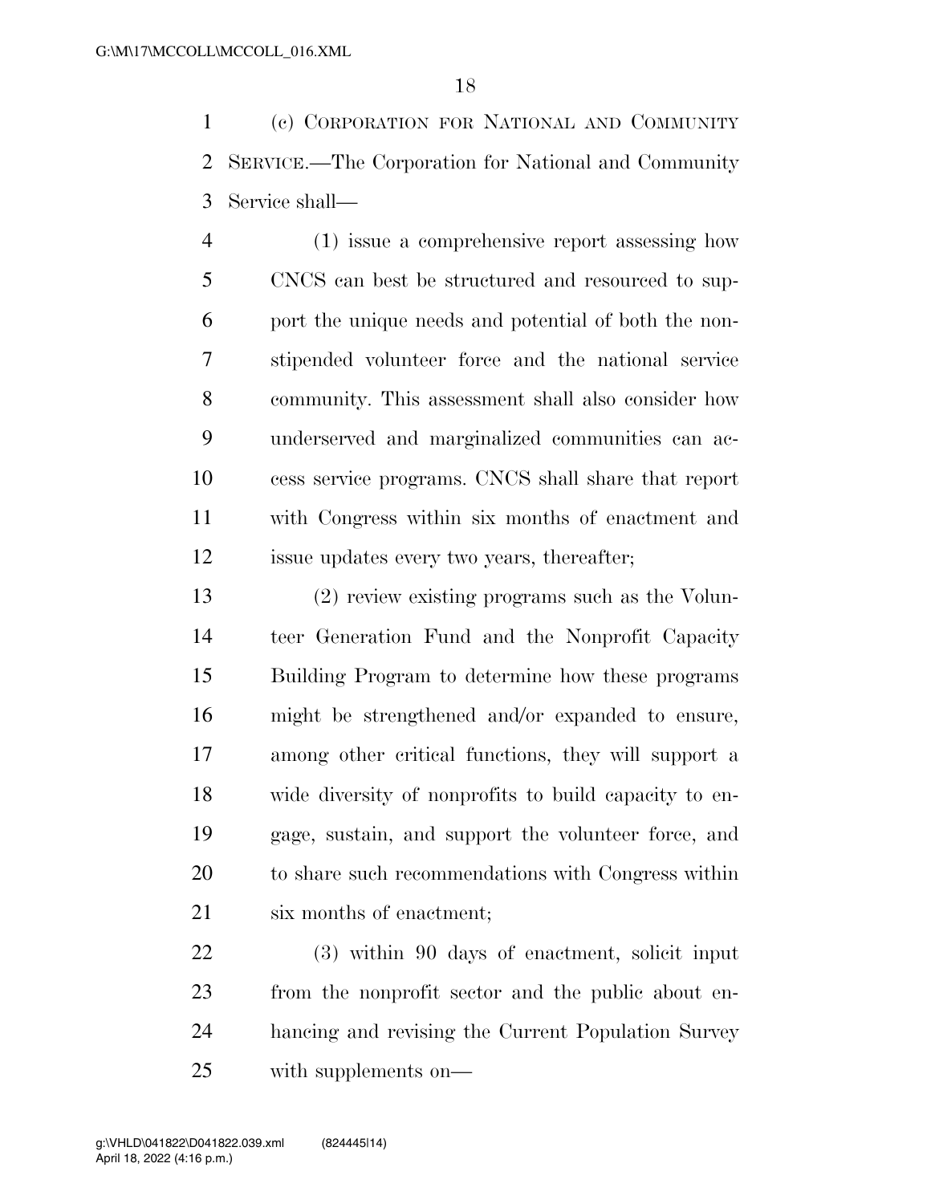(c) CORPORATION FOR NATIONAL AND COMMUNITY SERVICE.—The Corporation for National and Community Service shall—

(1) issue a comprehensive report assessing how CNCS can best be structured and resourced to support the unique needs and potential of both the non-stipended volunteer force and the national service community. This assessment shall also consider how underserved and marginalized communities can access service programs. CNCS shall share that report with Congress within six months of enactment and issue updates every two years, thereafter;

(2) review existing programs such as the Volunteer Generation Fund and the Nonprofit Capacity Building Program to determine how these programs might be strengthened and/or expanded to ensure, among other critical functions, they will support a wide diversity of nonprofits to build capacity to engage, sustain, and support the volunteer force, and to share such recommendations with Congress within six months of enactment;

(3) within 90 days of enactment, solicit input from the nonprofit sector and the public about enhancing and revising the Current Population Survey with supplements on—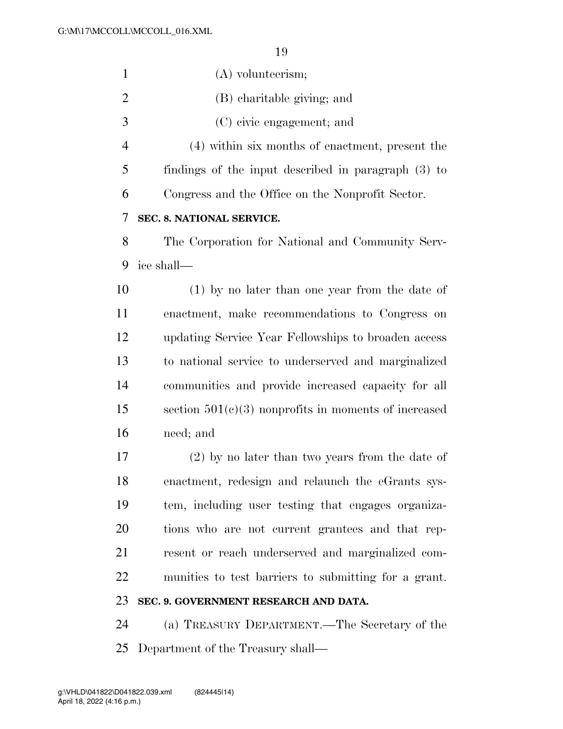(A) volunteerism;

(B) charitable giving; and

(C) civic engagement; and

(4) within six months of enactment, present the findings of the input described in paragraph (3) to Congress and the Office on the Nonprofit Sector.

**SEC. 8. NATIONAL SERVICE.**

The Corporation for National and Community Service shall—

(1) by no later than one year from the date of enactment, make recommendations to Congress on updating Service Year Fellowships to broaden access to national service to underserved and marginalized communities and provide increased capacity for all section 501(c)(3) nonprofits in moments of increased need; and

(2) by no later than two years from the date of enactment, redesign and relaunch the eGrants system, including user testing that engages organizations who are not current grantees and that represent or reach underserved and marginalized communities to test barriers to submitting for a grant.

**SEC. 9. GOVERNMENT RESEARCH AND DATA.**

(a) TREASURY DEPARTMENT.—The Secretary of the Department of the Treasury shall—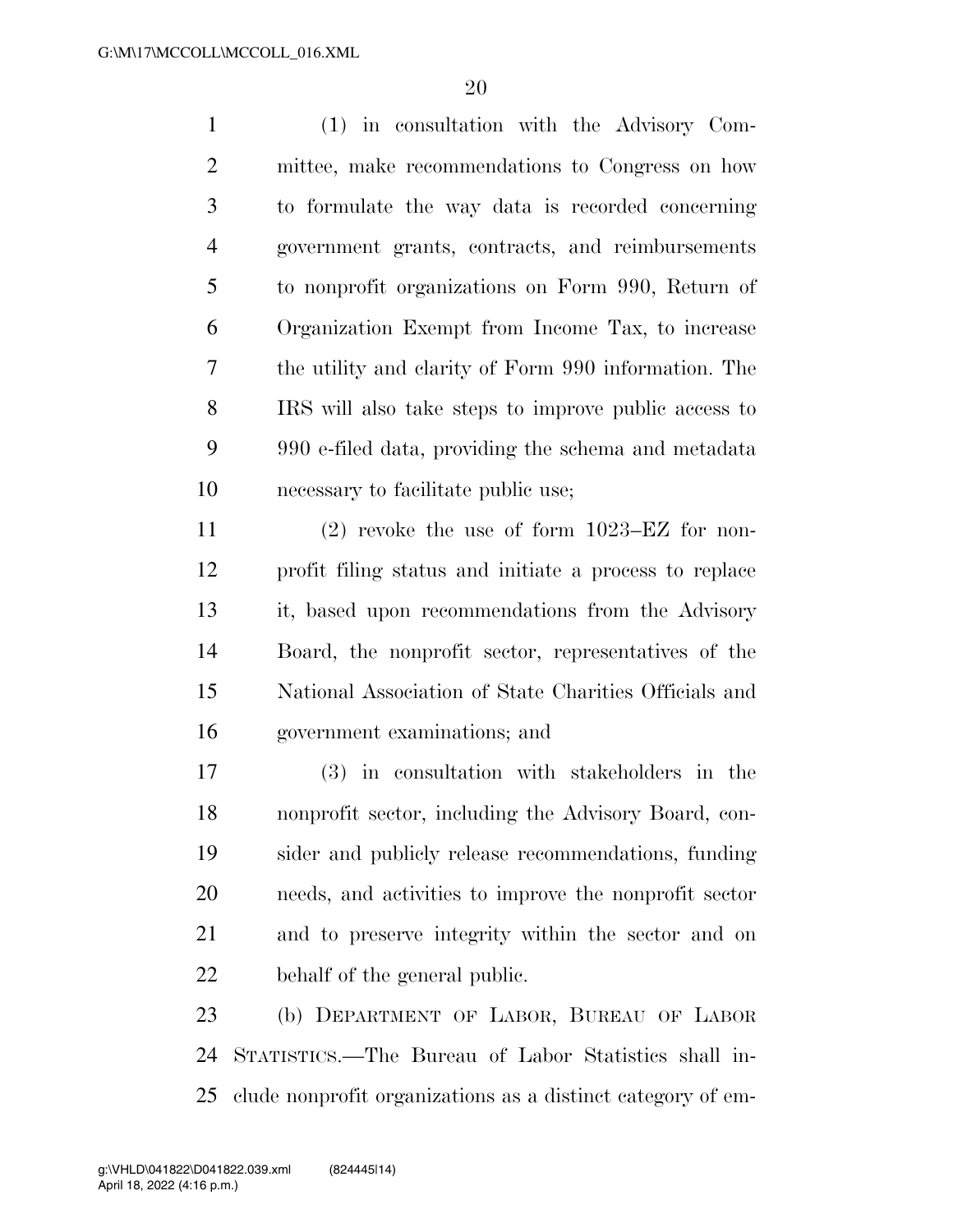(1) in consultation with the Advisory Committee, make recommendations to Congress on how to formulate the way data is recorded concerning government grants, contracts, and reimbursements to nonprofit organizations on Form 990, Return of Organization Exempt from Income Tax, to increase the utility and clarity of Form 990 information. The IRS will also take steps to improve public access to 990 e-filed data, providing the schema and metadata necessary to facilitate public use;

(2) revoke the use of form 1023–EZ for nonprofit filing status and initiate a process to replace it, based upon recommendations from the Advisory Board, the nonprofit sector, representatives of the National Association of State Charities Officials and government examinations; and

(3) in consultation with stakeholders in the nonprofit sector, including the Advisory Board, consider and publicly release recommendations, funding needs, and activities to improve the nonprofit sector and to preserve integrity within the sector and on behalf of the general public.

(b) DEPARTMENT OF LABOR, BUREAU OF LABOR STATISTICS.—The Bureau of Labor Statistics shall include nonprofit organizations as a distinct category of em-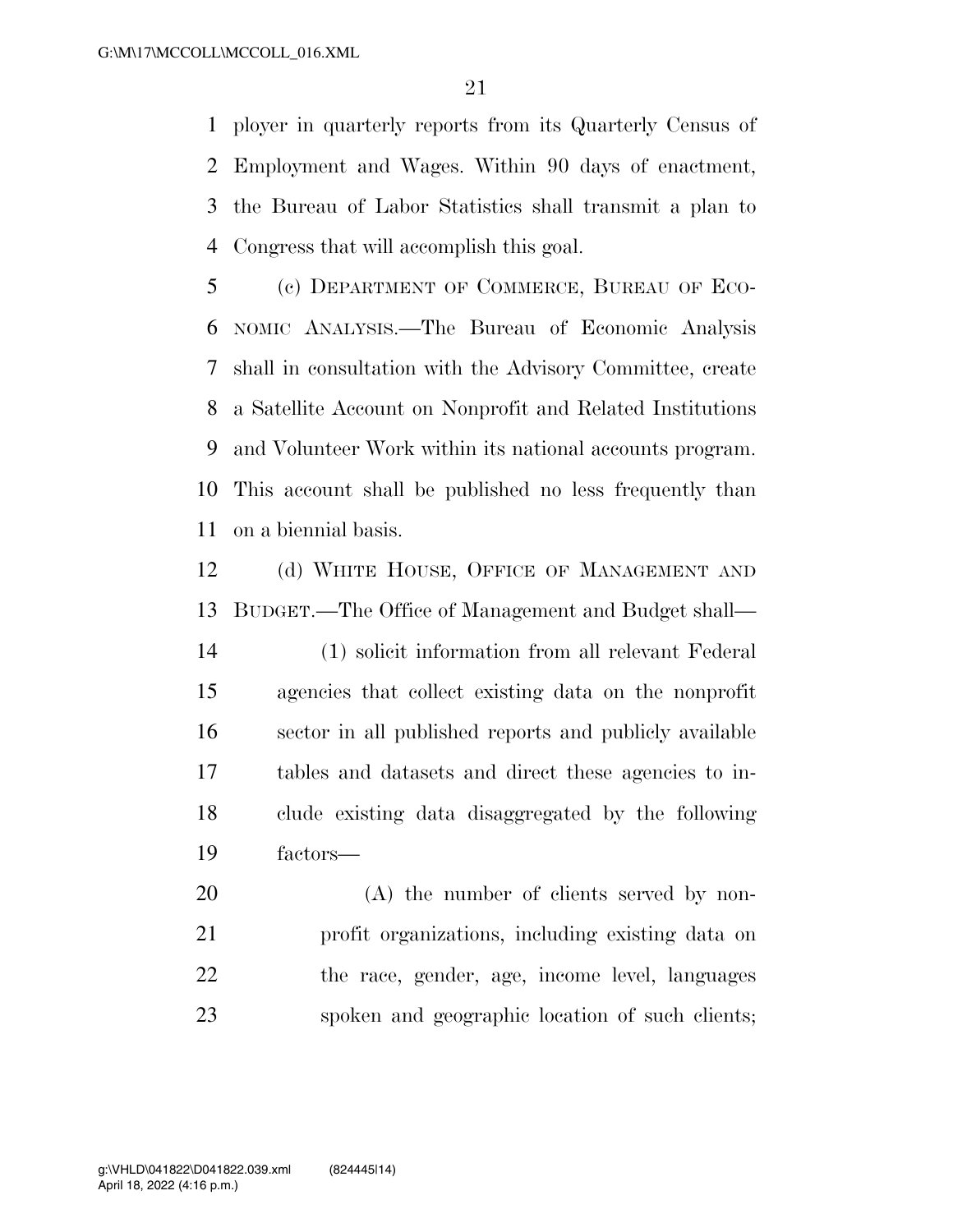ployer in quarterly reports from its Quarterly Census of Employment and Wages. Within 90 days of enactment, the Bureau of Labor Statistics shall transmit a plan to Congress that will accomplish this goal.

(c) DEPARTMENT OF COMMERCE, BUREAU OF ECONOMIC ANALYSIS.—The Bureau of Economic Analysis shall in consultation with the Advisory Committee, create a Satellite Account on Nonprofit and Related Institutions and Volunteer Work within its national accounts program. This account shall be published no less frequently than on a biennial basis.

(d) WHITE HOUSE, OFFICE OF MANAGEMENT AND BUDGET.—The Office of Management and Budget shall—

(1) solicit information from all relevant Federal agencies that collect existing data on the nonprofit sector in all published reports and publicly available tables and datasets and direct these agencies to include existing data disaggregated by the following factors—

(A) the number of clients served by nonprofit organizations, including existing data on the race, gender, age, income level, languages spoken and geographic location of such clients;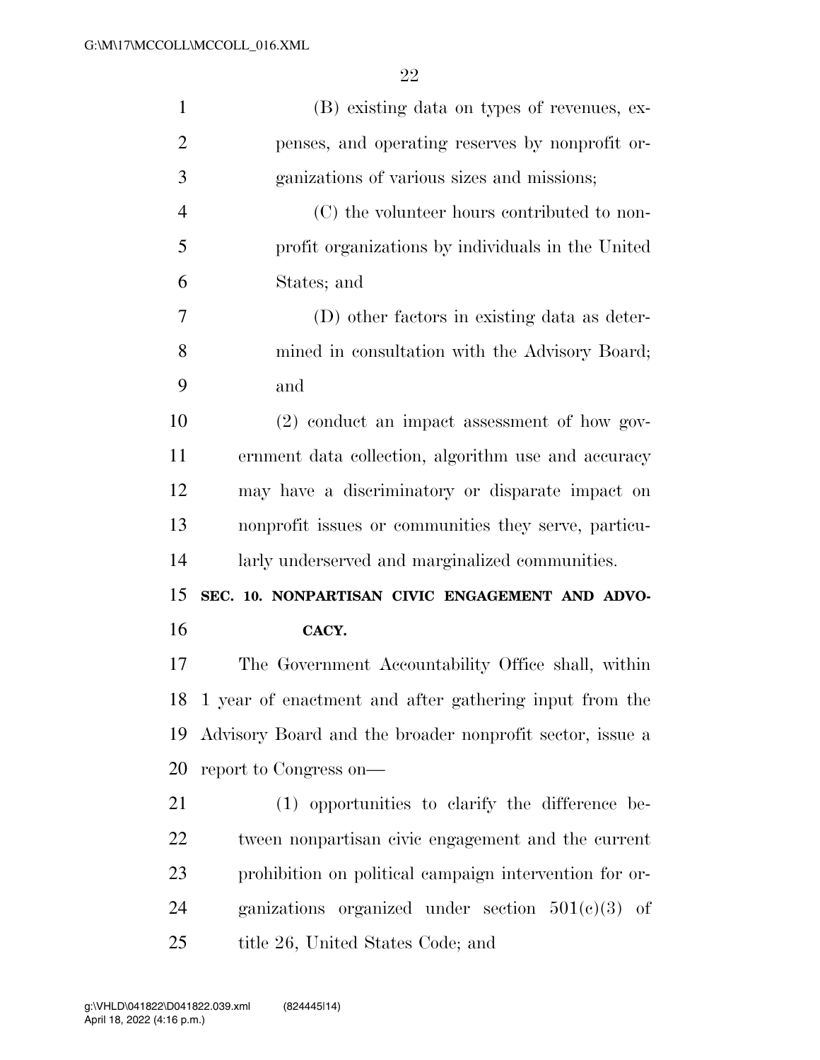(B) existing data on types of revenues, expenses, and operating reserves by nonprofit organizations of various sizes and missions;

(C) the volunteer hours contributed to nonprofit organizations by individuals in the United States; and

(D) other factors in existing data as determined in consultation with the Advisory Board; and

(2) conduct an impact assessment of how government data collection, algorithm use and accuracy may have a discriminatory or disparate impact on nonprofit issues or communities they serve, particularly underserved and marginalized communities.

## SEC. 10. NONPARTISAN CIVIC ENGAGEMENT AND ADVOCACY.

The Government Accountability Office shall, within 1 year of enactment and after gathering input from the Advisory Board and the broader nonprofit sector, issue a report to Congress on—

(1) opportunities to clarify the difference between nonpartisan civic engagement and the current prohibition on political campaign intervention for organizations organized under section 501(c)(3) of title 26, United States Code; and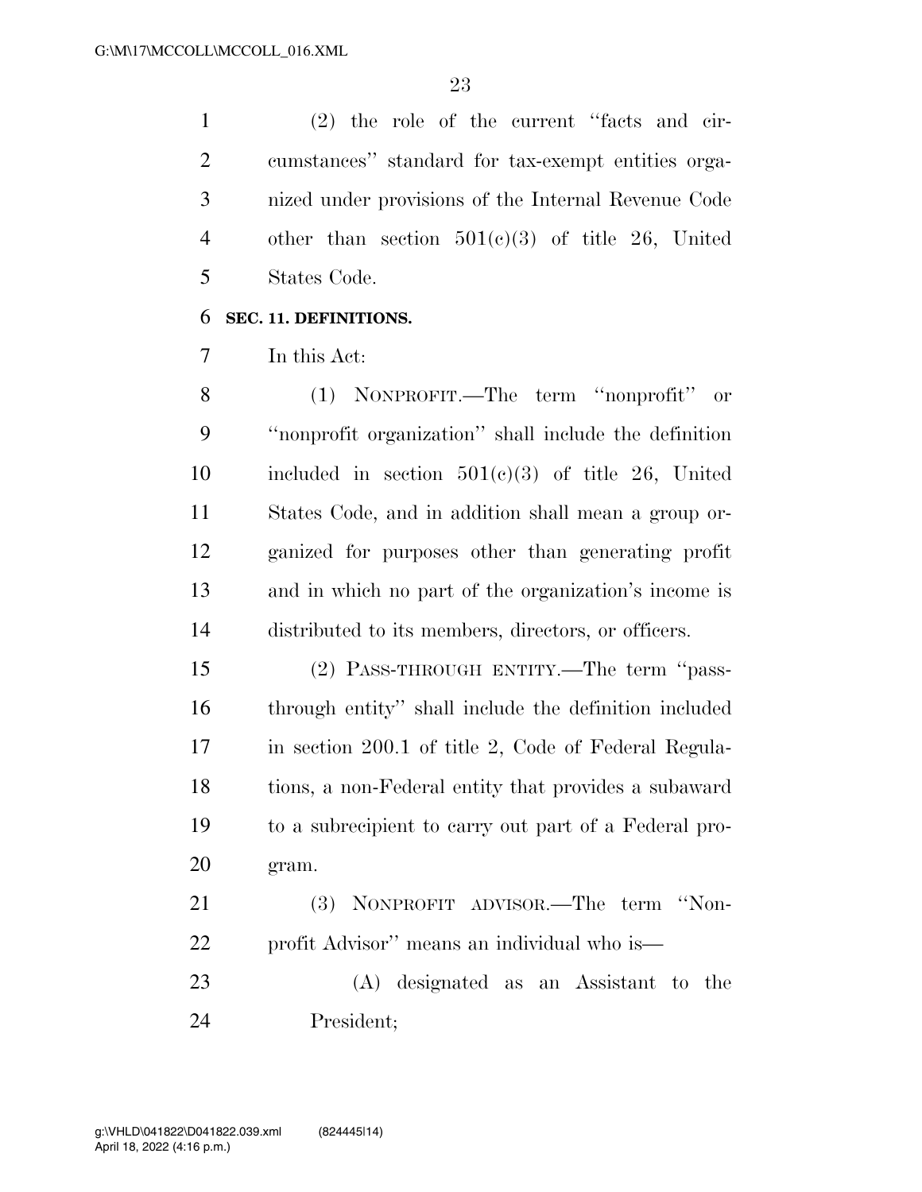(2) the role of the current "facts and circumstances" standard for tax-exempt entities organized under provisions of the Internal Revenue Code other than section 501(c)(3) of title 26, United States Code.

**SEC. 11. DEFINITIONS.**

In this Act:

(1) NONPROFIT.—The term "nonprofit" or "nonprofit organization" shall include the definition included in section 501(c)(3) of title 26, United States Code, and in addition shall mean a group organized for purposes other than generating profit and in which no part of the organization's income is distributed to its members, directors, or officers.

(2) PASS-THROUGH ENTITY.—The term "pass-through entity" shall include the definition included in section 200.1 of title 2, Code of Federal Regulations, a non-Federal entity that provides a subaward to a subrecipient to carry out part of a Federal program.

(3) NONPROFIT ADVISOR.—The term "Nonprofit Advisor" means an individual who is—

(A) designated as an Assistant to the President;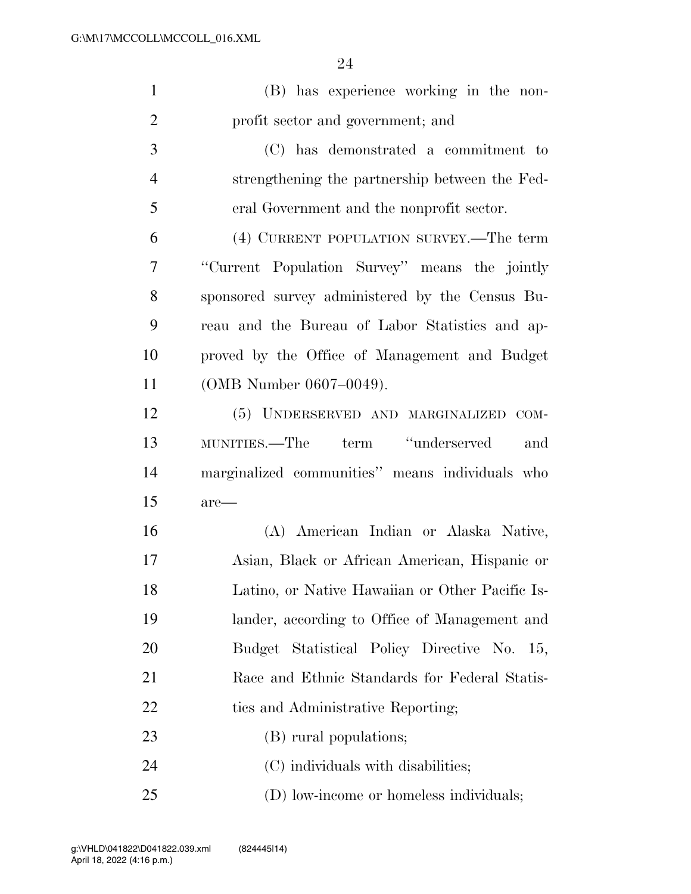(B) has experience working in the nonprofit sector and government; and

(C) has demonstrated a commitment to strengthening the partnership between the Federal Government and the nonprofit sector.

(4) CURRENT POPULATION SURVEY.—The term "Current Population Survey" means the jointly sponsored survey administered by the Census Bureau and the Bureau of Labor Statistics and approved by the Office of Management and Budget (OMB Number 0607–0049).

(5) UNDERSERVED AND MARGINALIZED COMMUNITIES.—The term "underserved and marginalized communities" means individuals who are—

(A) American Indian or Alaska Native, Asian, Black or African American, Hispanic or Latino, or Native Hawaiian or Other Pacific Islander, according to Office of Management and Budget Statistical Policy Directive No. 15, Race and Ethnic Standards for Federal Statistics and Administrative Reporting;

(B) rural populations;

(C) individuals with disabilities;

(D) low-income or homeless individuals;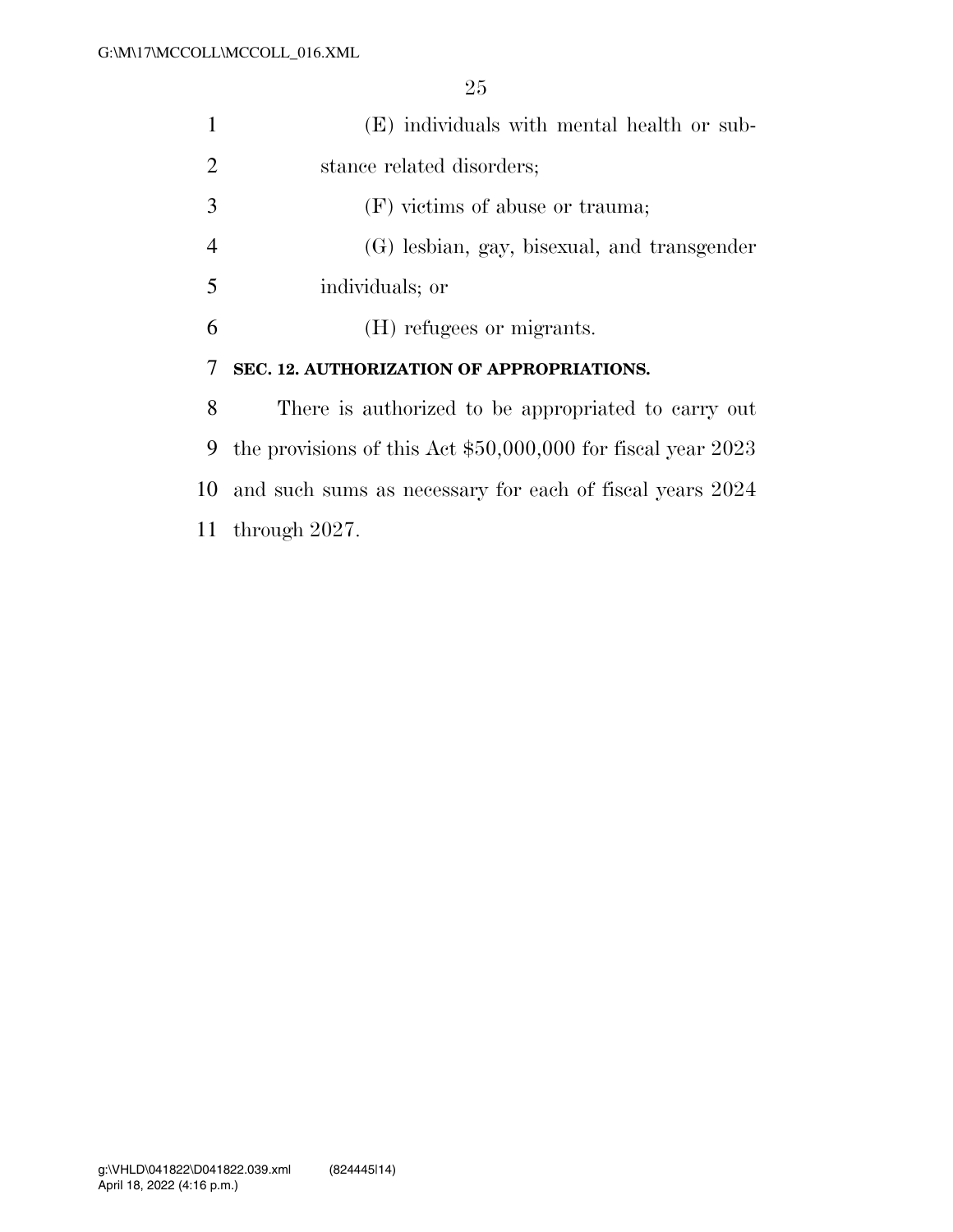(E) individuals with mental health or substance related disorders;

(F) victims of abuse or trauma;

(G) lesbian, gay, bisexual, and transgender individuals; or

(H) refugees or migrants.

**SEC. 12. AUTHORIZATION OF APPROPRIATIONS.**

There is authorized to be appropriated to carry out the provisions of this Act $50,000,000 for fiscal year 2023 and such sums as necessary for each of fiscal years 2024 through 2027.